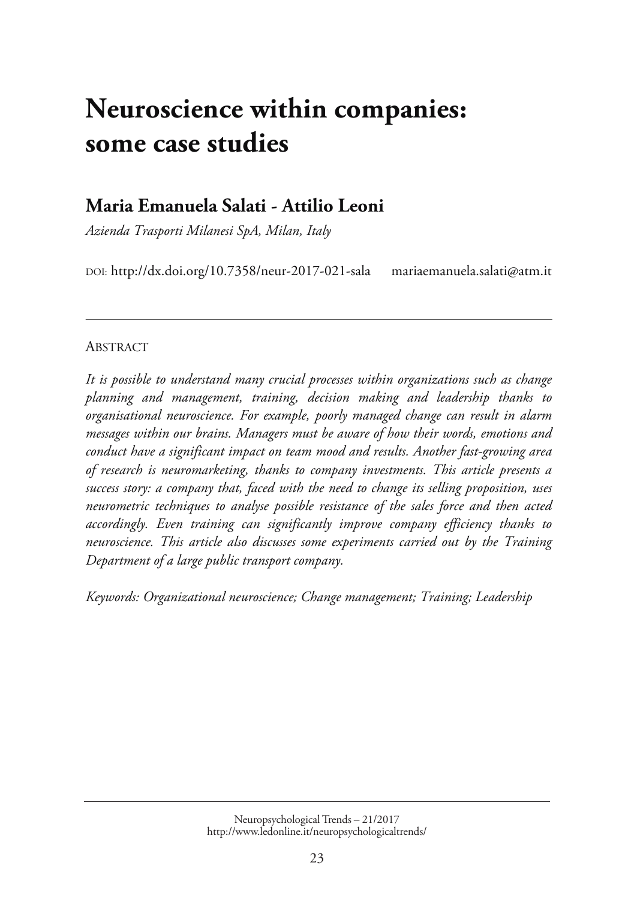# Neuroscience within companies: some case studies

## Maria Emanuela Salati - Attilio Leoni

*Azienda Trasporti Milanesi SpA, Milan, Italy*

DOI: http://dx.doi.org/10.7358/neur-2017-021-sala mariaemanuela.salati@atm.it

---

ABSTRACT

*It is possible to understand many crucial processes within organizations such as change planning and management, training, decision making and leadership thanks to organisational neuroscience. For example, poorly managed change can result in alarm messages within our brains. Managers must be aware of how their words, emotions and conduct have a significant impact on team mood and results. Another fast-growing area of research is neuromarketing, thanks to company investments. This article presents a success story: a company that, faced with the need to change its selling proposition, uses neurometric techniques to analyse possible resistance of the sales force and then acted accordingly. Even training can significantly improve company efficiency thanks to neuroscience. This article also discusses some experiments carried out by the Training Department of a large public transport company.*

*Keywords: Organizational neuroscience; Change management; Training; Leadership*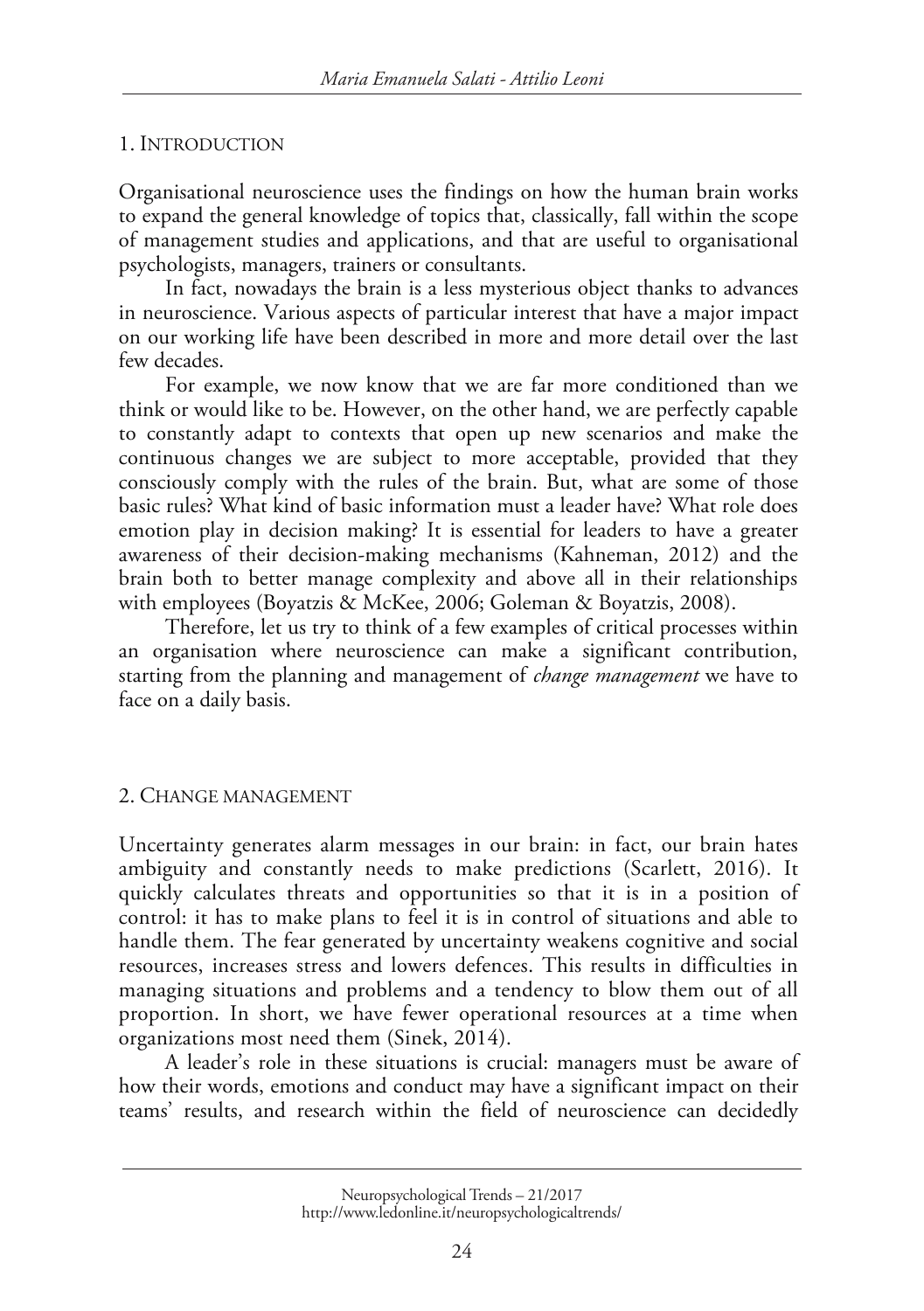## 1. Introduction

Organisational neuroscience uses the findings on how the human brain works to expand the general knowledge of topics that, classically, fall within the scope of management studies and applications, and that are useful to organisational psychologists, managers, trainers or consultants.

In fact, nowadays the brain is a less mysterious object thanks to advances in neuroscience. Various aspects of particular interest that have a major impact on our working life have been described in more and more detail over the last few decades.

For example, we now know that we are far more conditioned than we think or would like to be. However, on the other hand, we are perfectly capable to constantly adapt to contexts that open up new scenarios and make the continuous changes we are subject to more acceptable, provided that they consciously comply with the rules of the brain. But, what are some of those basic rules? What kind of basic information must a leader have? What role does emotion play in decision making? It is essential for leaders to have a greater awareness of their decision-making mechanisms (Kahneman, 2012) and the brain both to better manage complexity and above all in their relationships with employees (Boyatzis & McKee, 2006; Goleman & Boyatzis, 2008).

Therefore, let us try to think of a few examples of critical processes within an organisation where neuroscience can make a significant contribution, starting from the planning and management of *change management* we have to face on a daily basis.

## 2. Change management

Uncertainty generates alarm messages in our brain: in fact, our brain hates ambiguity and constantly needs to make predictions (Scarlett, 2016). It quickly calculates threats and opportunities so that it is in a position of control: it has to make plans to feel it is in control of situations and able to handle them. The fear generated by uncertainty weakens cognitive and social resources, increases stress and lowers defences. This results in difficulties in managing situations and problems and a tendency to blow them out of all proportion. In short, we have fewer operational resources at a time when organizations most need them (Sinek, 2014).

A leader's role in these situations is crucial: managers must be aware of how their words, emotions and conduct may have a significant impact on their teams' results, and research within the field of neuroscience can decidedly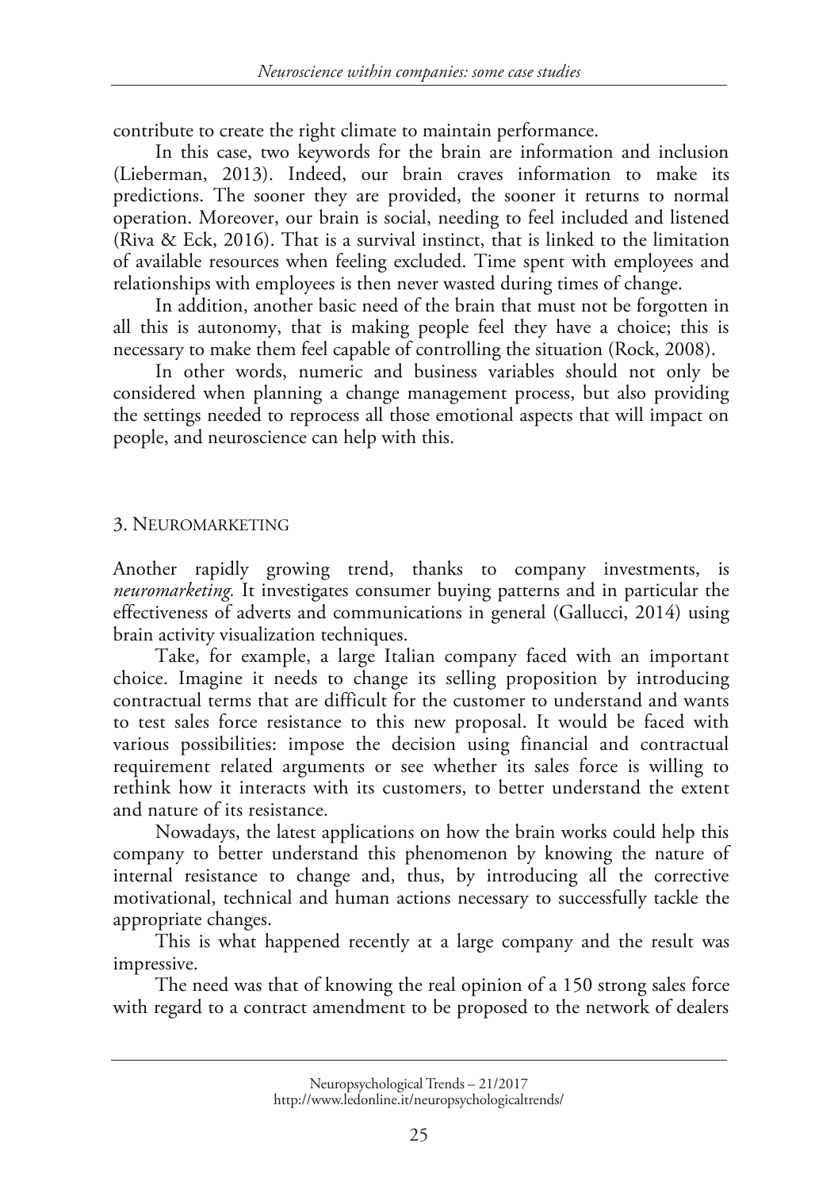contribute to create the right climate to maintain performance.

In this case, two keywords for the brain are information and inclusion (Lieberman, 2013). Indeed, our brain craves information to make its predictions. The sooner they are provided, the sooner it returns to normal operation. Moreover, our brain is social, needing to feel included and listened (Riva & Eck, 2016). That is a survival instinct, that is linked to the limitation of available resources when feeling excluded. Time spent with employees and relationships with employees is then never wasted during times of change.

In addition, another basic need of the brain that must not be forgotten in all this is autonomy, that is making people feel they have a choice; this is necessary to make them feel capable of controlling the situation (Rock, 2008).

In other words, numeric and business variables should not only be considered when planning a change management process, but also providing the settings needed to reprocess all those emotional aspects that will impact on people, and neuroscience can help with this.

## 3. Neuromarketing

Another rapidly growing trend, thanks to company investments, is *neuromarketing*. It investigates consumer buying patterns and in particular the effectiveness of adverts and communications in general (Gallucci, 2014) using brain activity visualization techniques.

Take, for example, a large Italian company faced with an important choice. Imagine it needs to change its selling proposition by introducing contractual terms that are difficult for the customer to understand and wants to test sales force resistance to this new proposal. It would be faced with various possibilities: impose the decision using financial and contractual requirement related arguments or see whether its sales force is willing to rethink how it interacts with its customers, to better understand the extent and nature of its resistance.

Nowadays, the latest applications on how the brain works could help this company to better understand this phenomenon by knowing the nature of internal resistance to change and, thus, by introducing all the corrective motivational, technical and human actions necessary to successfully tackle the appropriate changes.

This is what happened recently at a large company and the result was impressive.

The need was that of knowing the real opinion of a 150 strong sales force with regard to a contract amendment to be proposed to the network of dealers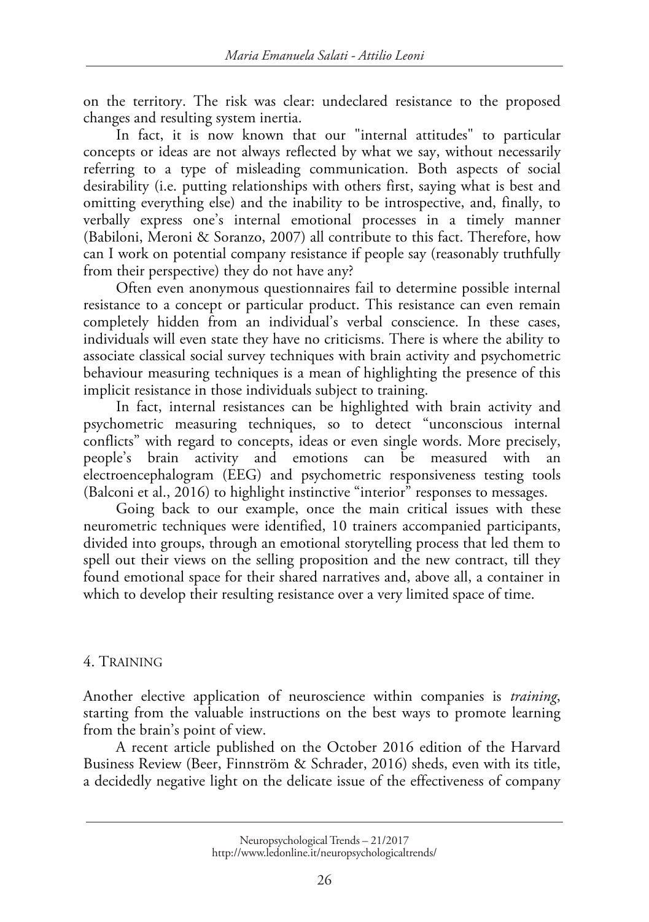on the territory. The risk was clear: undeclared resistance to the proposed changes and resulting system inertia.

In fact, it is now known that our "internal attitudes" to particular concepts or ideas are not always reflected by what we say, without necessarily referring to a type of misleading communication. Both aspects of social desirability (i.e. putting relationships with others first, saying what is best and omitting everything else) and the inability to be introspective, and, finally, to verbally express one's internal emotional processes in a timely manner (Babiloni, Meroni & Soranzo, 2007) all contribute to this fact. Therefore, how can I work on potential company resistance if people say (reasonably truthfully from their perspective) they do not have any?

Often even anonymous questionnaires fail to determine possible internal resistance to a concept or particular product. This resistance can even remain completely hidden from an individual's verbal conscience. In these cases, individuals will even state they have no criticisms. There is where the ability to associate classical social survey techniques with brain activity and psychometric behaviour measuring techniques is a mean of highlighting the presence of this implicit resistance in those individuals subject to training.

In fact, internal resistances can be highlighted with brain activity and psychometric measuring techniques, so to detect "unconscious internal conflicts" with regard to concepts, ideas or even single words. More precisely, people's brain activity and emotions can be measured with an electroencephalogram (EEG) and psychometric responsiveness testing tools (Balconi et al., 2016) to highlight instinctive "interior" responses to messages.

Going back to our example, once the main critical issues with these neurometric techniques were identified, 10 trainers accompanied participants, divided into groups, through an emotional storytelling process that led them to spell out their views on the selling proposition and the new contract, till they found emotional space for their shared narratives and, above all, a container in which to develop their resulting resistance over a very limited space of time.

## 4. Training

Another elective application of neuroscience within companies is *training*, starting from the valuable instructions on the best ways to promote learning from the brain's point of view.

A recent article published on the October 2016 edition of the Harvard Business Review (Beer, Finnström & Schrader, 2016) sheds, even with its title, a decidedly negative light on the delicate issue of the effectiveness of company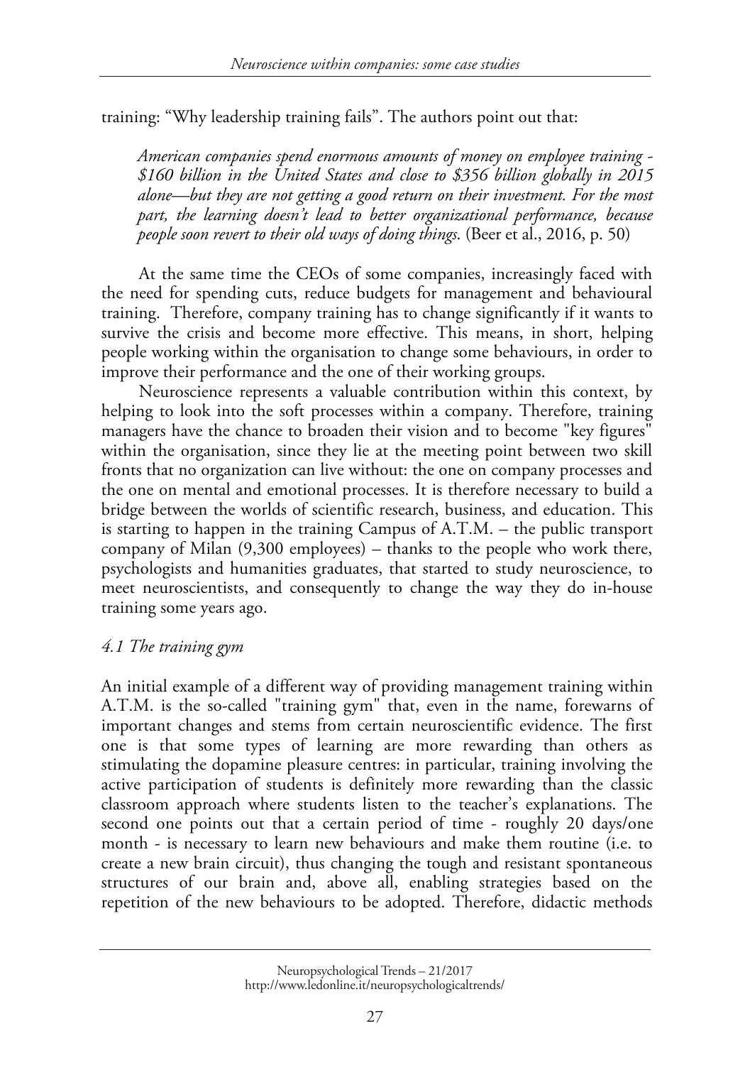training: “Why leadership training fails”. The authors point out that:

> *American companies spend enormous amounts of money on employee training - $160 billion in the United States and close to $356 billion globally in 2015 alone—but they are not getting a good return on their investment. For the most part, the learning doesn't lead to better organizational performance, because people soon revert to their old ways of doing things.* (Beer et al., 2016, p. 50)

At the same time the CEOs of some companies, increasingly faced with the need for spending cuts, reduce budgets for management and behavioural training. Therefore, company training has to change significantly if it wants to survive the crisis and become more effective. This means, in short, helping people working within the organisation to change some behaviours, in order to improve their performance and the one of their working groups.

Neuroscience represents a valuable contribution within this context, by helping to look into the soft processes within a company. Therefore, training managers have the chance to broaden their vision and to become "key figures" within the organisation, since they lie at the meeting point between two skill fronts that no organization can live without: the one on company processes and the one on mental and emotional processes. It is therefore necessary to build a bridge between the worlds of scientific research, business, and education. This is starting to happen in the training Campus of A.T.M. – the public transport company of Milan (9,300 employees) – thanks to the people who work there, psychologists and humanities graduates, that started to study neuroscience, to meet neuroscientists, and consequently to change the way they do in-house training some years ago.

### *4.1 The training gym*

An initial example of a different way of providing management training within A.T.M. is the so-called "training gym" that, even in the name, forewarns of important changes and stems from certain neuroscientific evidence. The first one is that some types of learning are more rewarding than others as stimulating the dopamine pleasure centres: in particular, training involving the active participation of students is definitely more rewarding than the classic classroom approach where students listen to the teacher's explanations. The second one points out that a certain period of time - roughly 20 days/one month - is necessary to learn new behaviours and make them routine (i.e. to create a new brain circuit), thus changing the tough and resistant spontaneous structures of our brain and, above all, enabling strategies based on the repetition of the new behaviours to be adopted. Therefore, didactic methods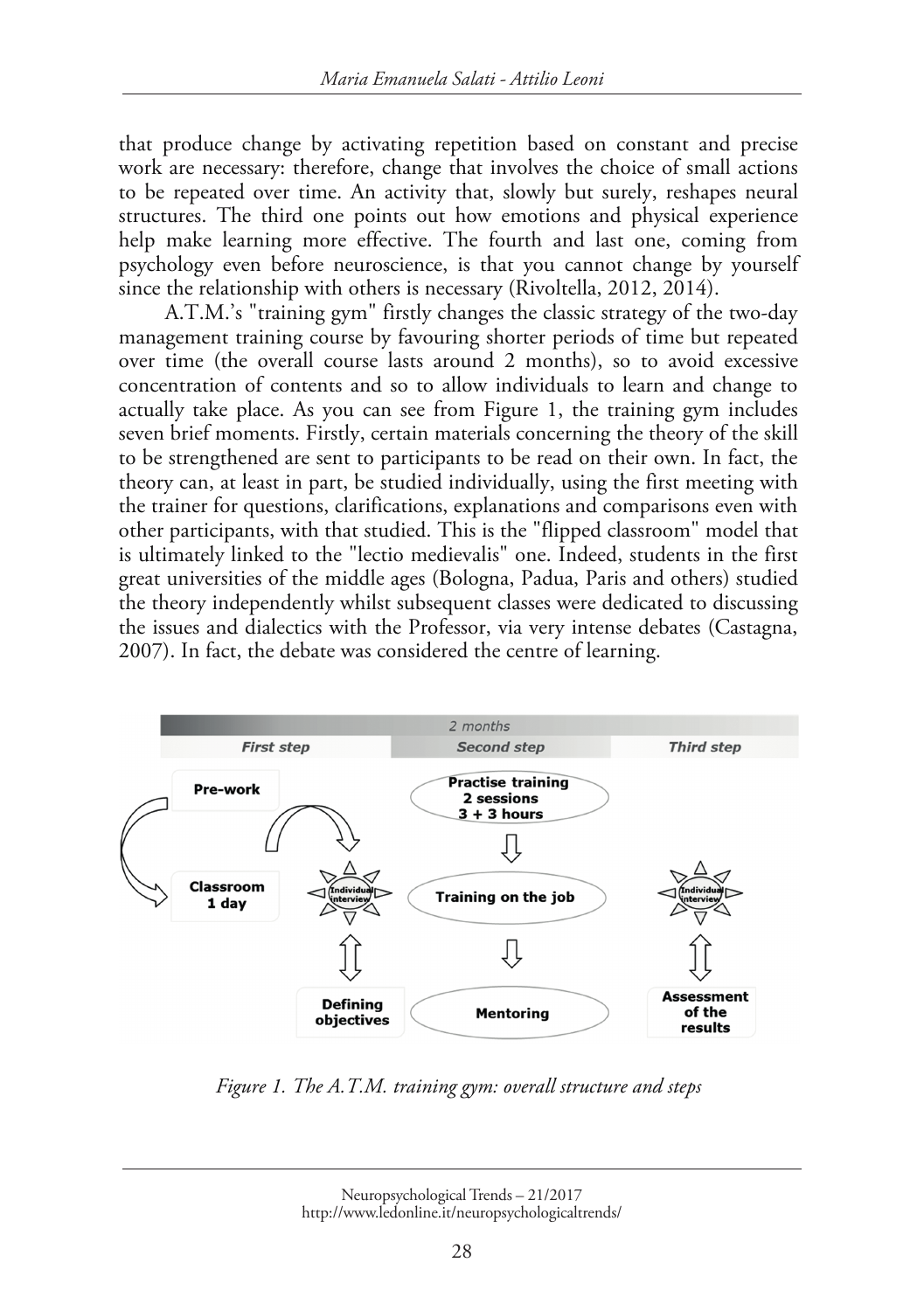that produce change by activating repetition based on constant and precise work are necessary: therefore, change that involves the choice of small actions to be repeated over time. An activity that, slowly but surely, reshapes neural structures. The third one points out how emotions and physical experience help make learning more effective. The fourth and last one, coming from psychology even before neuroscience, is that you cannot change by yourself since the relationship with others is necessary (Rivoltella, 2012, 2014).

A.T.M.'s "training gym" firstly changes the classic strategy of the two-day management training course by favouring shorter periods of time but repeated over time (the overall course lasts around 2 months), so to avoid excessive concentration of contents and so to allow individuals to learn and change to actually take place. As you can see from Figure 1, the training gym includes seven brief moments. Firstly, certain materials concerning the theory of the skill to be strengthened are sent to participants to be read on their own. In fact, the theory can, at least in part, be studied individually, using the first meeting with the trainer for questions, clarifications, explanations and comparisons even with other participants, with that studied. This is the "flipped classroom" model that is ultimately linked to the "lectio medievalis" one. Indeed, students in the first great universities of the middle ages (Bologna, Padua, Paris and others) studied the theory independently whilst subsequent classes were dedicated to discussing the issues and dialectics with the Professor, via very intense debates (Castagna, 2007). In fact, the debate was considered the centre of learning.

*Figure 1. The A.T.M. training gym: overall structure and steps*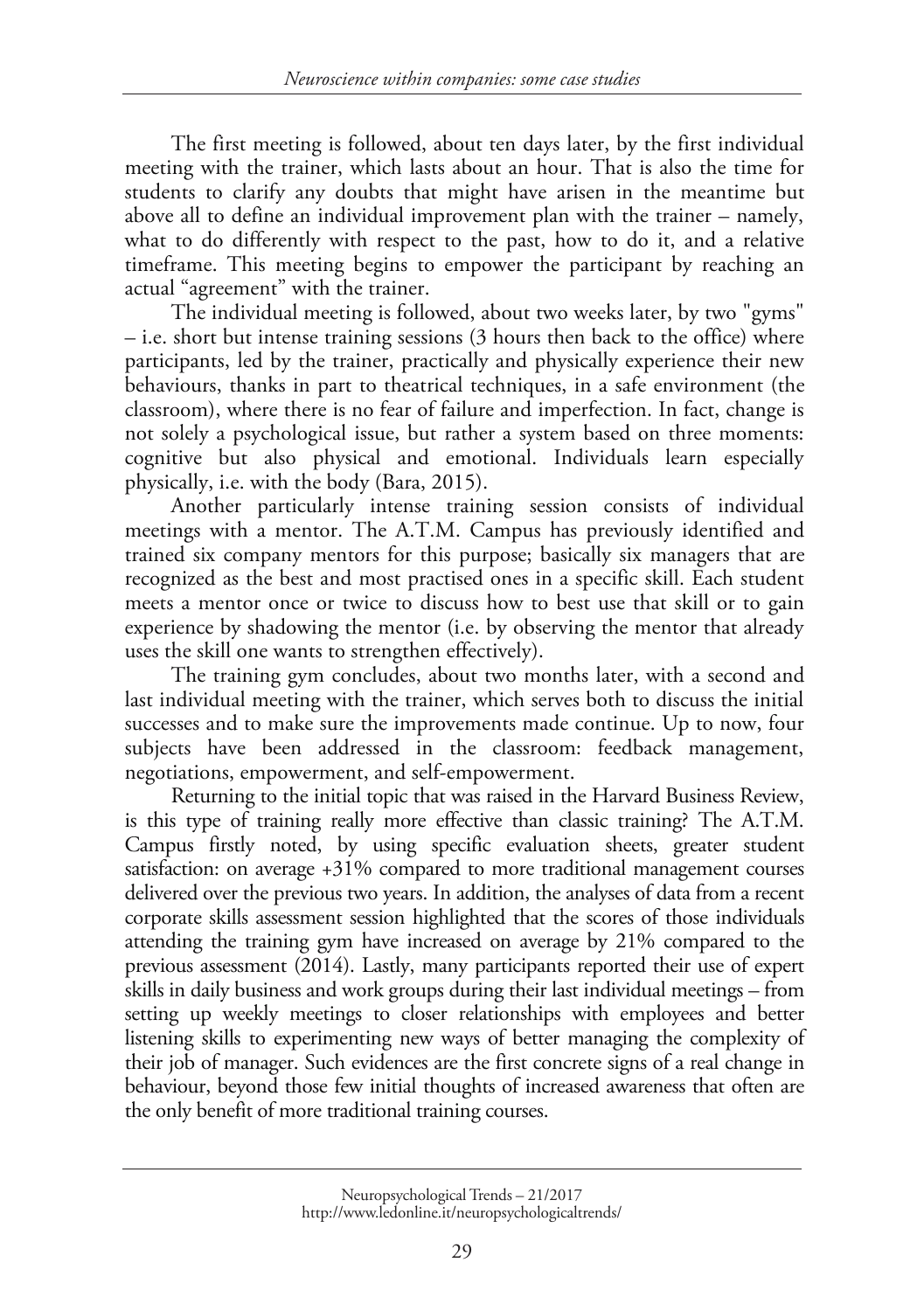The first meeting is followed, about ten days later, by the first individual meeting with the trainer, which lasts about an hour. That is also the time for students to clarify any doubts that might have arisen in the meantime but above all to define an individual improvement plan with the trainer – namely, what to do differently with respect to the past, how to do it, and a relative timeframe. This meeting begins to empower the participant by reaching an actual "agreement" with the trainer.

The individual meeting is followed, about two weeks later, by two "gyms" – i.e. short but intense training sessions (3 hours then back to the office) where participants, led by the trainer, practically and physically experience their new behaviours, thanks in part to theatrical techniques, in a safe environment (the classroom), where there is no fear of failure and imperfection. In fact, change is not solely a psychological issue, but rather a system based on three moments: cognitive but also physical and emotional. Individuals learn especially physically, i.e. with the body (Bara, 2015).

Another particularly intense training session consists of individual meetings with a mentor. The A.T.M. Campus has previously identified and trained six company mentors for this purpose; basically six managers that are recognized as the best and most practised ones in a specific skill. Each student meets a mentor once or twice to discuss how to best use that skill or to gain experience by shadowing the mentor (i.e. by observing the mentor that already uses the skill one wants to strengthen effectively).

The training gym concludes, about two months later, with a second and last individual meeting with the trainer, which serves both to discuss the initial successes and to make sure the improvements made continue. Up to now, four subjects have been addressed in the classroom: feedback management, negotiations, empowerment, and self-empowerment.

Returning to the initial topic that was raised in the Harvard Business Review, is this type of training really more effective than classic training? The A.T.M. Campus firstly noted, by using specific evaluation sheets, greater student satisfaction: on average +31% compared to more traditional management courses delivered over the previous two years. In addition, the analyses of data from a recent corporate skills assessment session highlighted that the scores of those individuals attending the training gym have increased on average by 21% compared to the previous assessment (2014). Lastly, many participants reported their use of expert skills in daily business and work groups during their last individual meetings – from setting up weekly meetings to closer relationships with employees and better listening skills to experimenting new ways of better managing the complexity of their job of manager. Such evidences are the first concrete signs of a real change in behaviour, beyond those few initial thoughts of increased awareness that often are the only benefit of more traditional training courses.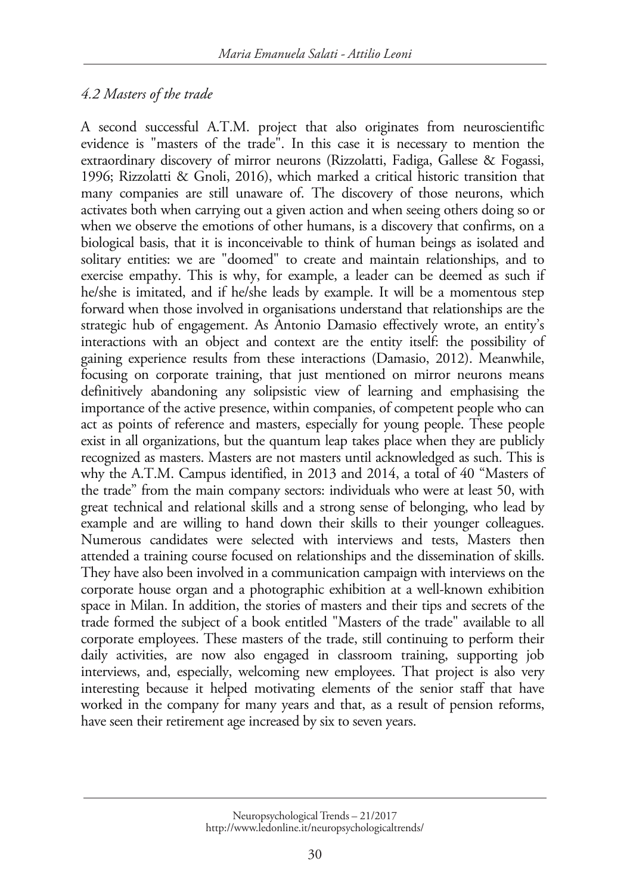### *4.2 Masters of the trade*

A second successful A.T.M. project that also originates from neuroscientific evidence is "masters of the trade". In this case it is necessary to mention the extraordinary discovery of mirror neurons (Rizzolatti, Fadiga, Gallese & Fogassi, 1996; Rizzolatti & Gnoli, 2016), which marked a critical historic transition that many companies are still unaware of. The discovery of those neurons, which activates both when carrying out a given action and when seeing others doing so or when we observe the emotions of other humans, is a discovery that confirms, on a biological basis, that it is inconceivable to think of human beings as isolated and solitary entities: we are "doomed" to create and maintain relationships, and to exercise empathy. This is why, for example, a leader can be deemed as such if he/she is imitated, and if he/she leads by example. It will be a momentous step forward when those involved in organisations understand that relationships are the strategic hub of engagement. As Antonio Damasio effectively wrote, an entity's interactions with an object and context are the entity itself: the possibility of gaining experience results from these interactions (Damasio, 2012). Meanwhile, focusing on corporate training, that just mentioned on mirror neurons means definitively abandoning any solipsistic view of learning and emphasising the importance of the active presence, within companies, of competent people who can act as points of reference and masters, especially for young people. These people exist in all organizations, but the quantum leap takes place when they are publicly recognized as masters. Masters are not masters until acknowledged as such. This is why the A.T.M. Campus identified, in 2013 and 2014, a total of 40 "Masters of the trade" from the main company sectors: individuals who were at least 50, with great technical and relational skills and a strong sense of belonging, who lead by example and are willing to hand down their skills to their younger colleagues. Numerous candidates were selected with interviews and tests, Masters then attended a training course focused on relationships and the dissemination of skills. They have also been involved in a communication campaign with interviews on the corporate house organ and a photographic exhibition at a well-known exhibition space in Milan. In addition, the stories of masters and their tips and secrets of the trade formed the subject of a book entitled "Masters of the trade" available to all corporate employees. These masters of the trade, still continuing to perform their daily activities, are now also engaged in classroom training, supporting job interviews, and, especially, welcoming new employees. That project is also very interesting because it helped motivating elements of the senior staff that have worked in the company for many years and that, as a result of pension reforms, have seen their retirement age increased by six to seven years.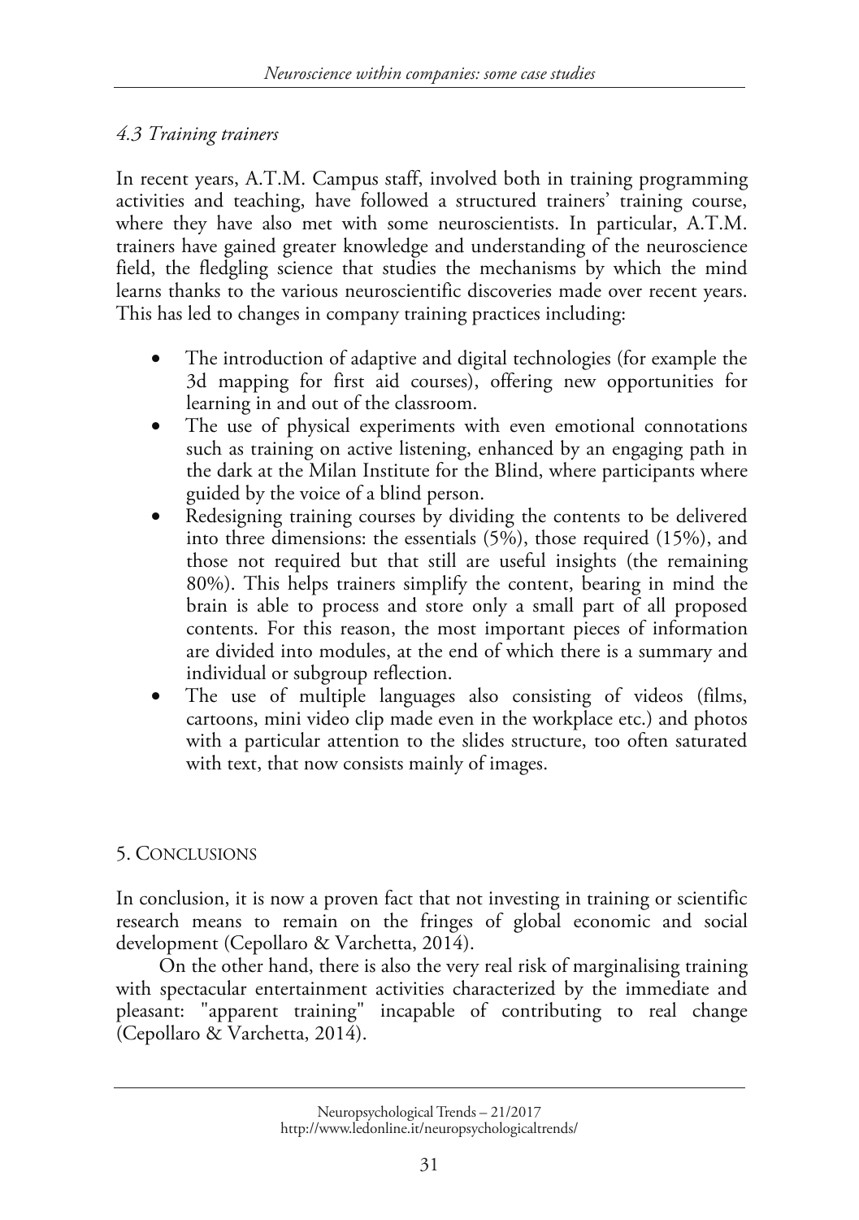### *4.3 Training trainers*

In recent years, A.T.M. Campus staff, involved both in training programming activities and teaching, have followed a structured trainers' training course, where they have also met with some neuroscientists. In particular, A.T.M. trainers have gained greater knowledge and understanding of the neuroscience field, the fledgling science that studies the mechanisms by which the mind learns thanks to the various neuroscientific discoveries made over recent years. This has led to changes in company training practices including:

- The introduction of adaptive and digital technologies (for example the 3d mapping for first aid courses), offering new opportunities for learning in and out of the classroom.
- The use of physical experiments with even emotional connotations such as training on active listening, enhanced by an engaging path in the dark at the Milan Institute for the Blind, where participants where guided by the voice of a blind person.
- Redesigning training courses by dividing the contents to be delivered into three dimensions: the essentials (5%), those required (15%), and those not required but that still are useful insights (the remaining 80%). This helps trainers simplify the content, bearing in mind the brain is able to process and store only a small part of all proposed contents. For this reason, the most important pieces of information are divided into modules, at the end of which there is a summary and individual or subgroup reflection.
- The use of multiple languages also consisting of videos (films, cartoons, mini video clip made even in the workplace etc.) and photos with a particular attention to the slides structure, too often saturated with text, that now consists mainly of images.

## 5. Conclusions

In conclusion, it is now a proven fact that not investing in training or scientific research means to remain on the fringes of global economic and social development (Cepollaro & Varchetta, 2014).

On the other hand, there is also the very real risk of marginalising training with spectacular entertainment activities characterized by the immediate and pleasant: "apparent training" incapable of contributing to real change (Cepollaro & Varchetta, 2014).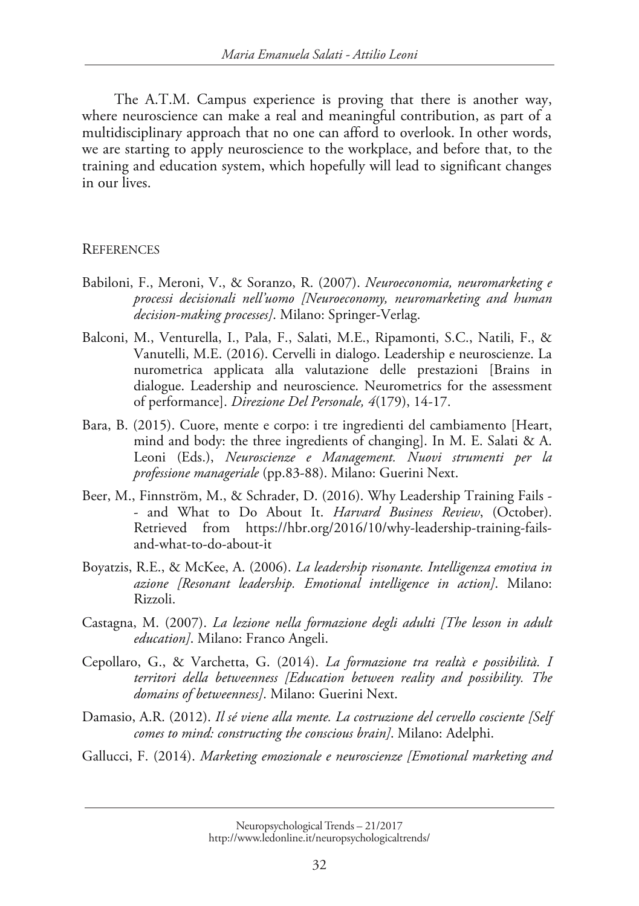The A.T.M. Campus experience is proving that there is another way, where neuroscience can make a real and meaningful contribution, as part of a multidisciplinary approach that no one can afford to overlook. In other words, we are starting to apply neuroscience to the workplace, and before that, to the training and education system, which hopefully will lead to significant changes in our lives.

## References

Babiloni, F., Meroni, V., & Soranzo, R. (2007). *Neuroeconomia, neuromarketing e processi decisionali nell'uomo [Neuroeconomy, neuromarketing and human decision-making processes]*. Milano: Springer-Verlag.

Balconi, M., Venturella, I., Pala, F., Salati, M.E., Ripamonti, S.C., Natili, F., & Vanutelli, M.E. (2016). Cervelli in dialogo. Leadership e neuroscienze. La nurometrica applicata alla valutazione delle prestazioni [Brains in dialogue. Leadership and neuroscience. Neurometrics for the assessment of performance]. *Direzione Del Personale, 4*(179), 14-17.

Bara, B. (2015). Cuore, mente e corpo: i tre ingredienti del cambiamento [Heart, mind and body: the three ingredients of changing]. In M. E. Salati & A. Leoni (Eds.), *Neuroscienze e Management. Nuovi strumenti per la professione manageriale* (pp.83-88). Milano: Guerini Next.

Beer, M., Finnström, M., & Schrader, D. (2016). Why Leadership Training Fails -- and What to Do About It. *Harvard Business Review*, (October). Retrieved from https://hbr.org/2016/10/why-leadership-training-fails-and-what-to-do-about-it

Boyatzis, R.E., & McKee, A. (2006). *La leadership risonante. Intelligenza emotiva in azione [Resonant leadership. Emotional intelligence in action]*. Milano: Rizzoli.

Castagna, M. (2007). *La lezione nella formazione degli adulti [The lesson in adult education]*. Milano: Franco Angeli.

Cepollaro, G., & Varchetta, G. (2014). *La formazione tra realtà e possibilità. I territori della betweenness [Education between reality and possibility. The domains of betweenness]*. Milano: Guerini Next.

Damasio, A.R. (2012). *Il sé viene alla mente. La costruzione del cervello cosciente [Self comes to mind: constructing the conscious brain]*. Milano: Adelphi.

Gallucci, F. (2014). *Marketing emozionale e neuroscienze [Emotional marketing and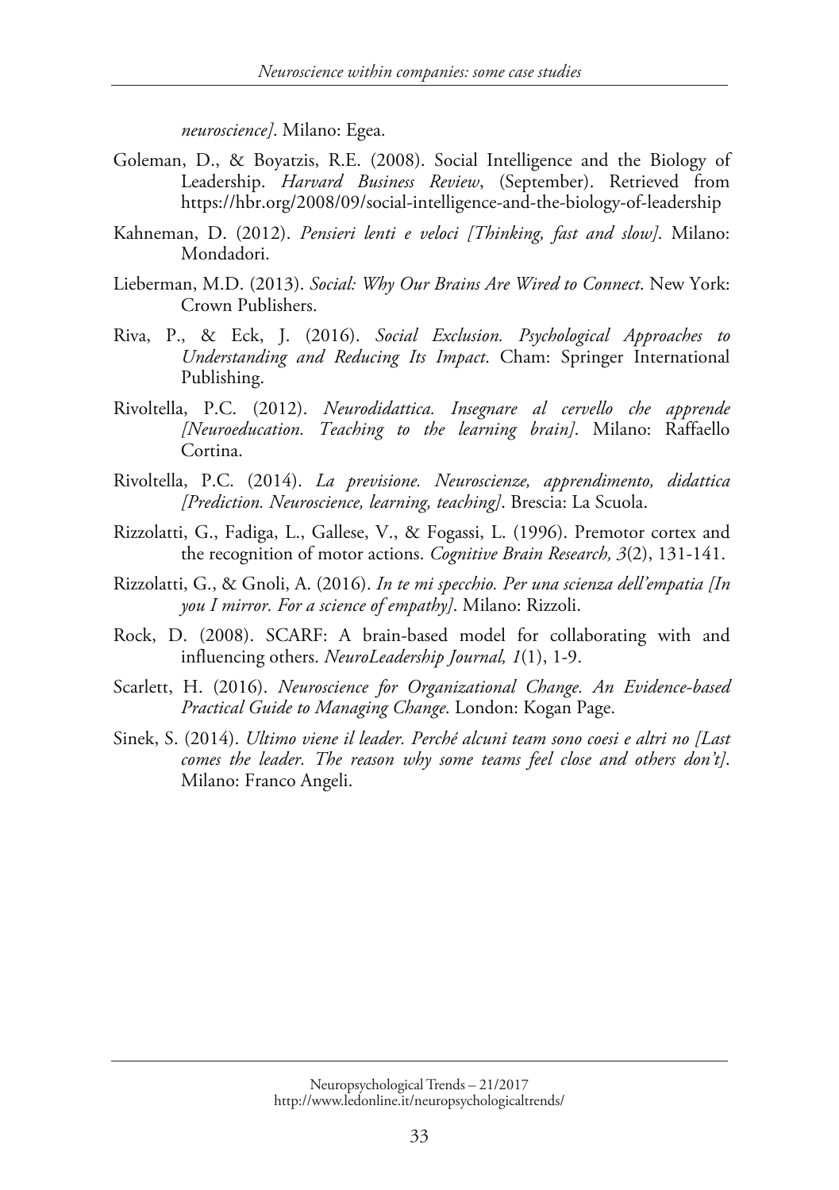*neuroscience]*. Milano: Egea.

Goleman, D., & Boyatzis, R.E. (2008). Social Intelligence and the Biology of Leadership. *Harvard Business Review*, (September). Retrieved from https://hbr.org/2008/09/social-intelligence-and-the-biology-of-leadership

Kahneman, D. (2012). *Pensieri lenti e veloci [Thinking, fast and slow]*. Milano: Mondadori.

Lieberman, M.D. (2013). *Social: Why Our Brains Are Wired to Connect*. New York: Crown Publishers.

Riva, P., & Eck, J. (2016). *Social Exclusion. Psychological Approaches to Understanding and Reducing Its Impact*. Cham: Springer International Publishing.

Rivoltella, P.C. (2012). *Neurodidattica. Insegnare al cervello che apprende [Neuroeducation. Teaching to the learning brain]*. Milano: Raffaello Cortina.

Rivoltella, P.C. (2014). *La previsione. Neuroscienze, apprendimento, didattica [Prediction. Neuroscience, learning, teaching]*. Brescia: La Scuola.

Rizzolatti, G., Fadiga, L., Gallese, V., & Fogassi, L. (1996). Premotor cortex and the recognition of motor actions. *Cognitive Brain Research, 3*(2), 131-141.

Rizzolatti, G., & Gnoli, A. (2016). *In te mi specchio. Per una scienza dell'empatia [In you I mirror. For a science of empathy]*. Milano: Rizzoli.

Rock, D. (2008). SCARF: A brain-based model for collaborating with and influencing others. *NeuroLeadership Journal, 1*(1), 1-9.

Scarlett, H. (2016). *Neuroscience for Organizational Change. An Evidence-based Practical Guide to Managing Change*. London: Kogan Page.

Sinek, S. (2014). *Ultimo viene il leader. Perché alcuni team sono coesi e altri no [Last comes the leader. The reason why some teams feel close and others don't]*. Milano: Franco Angeli.